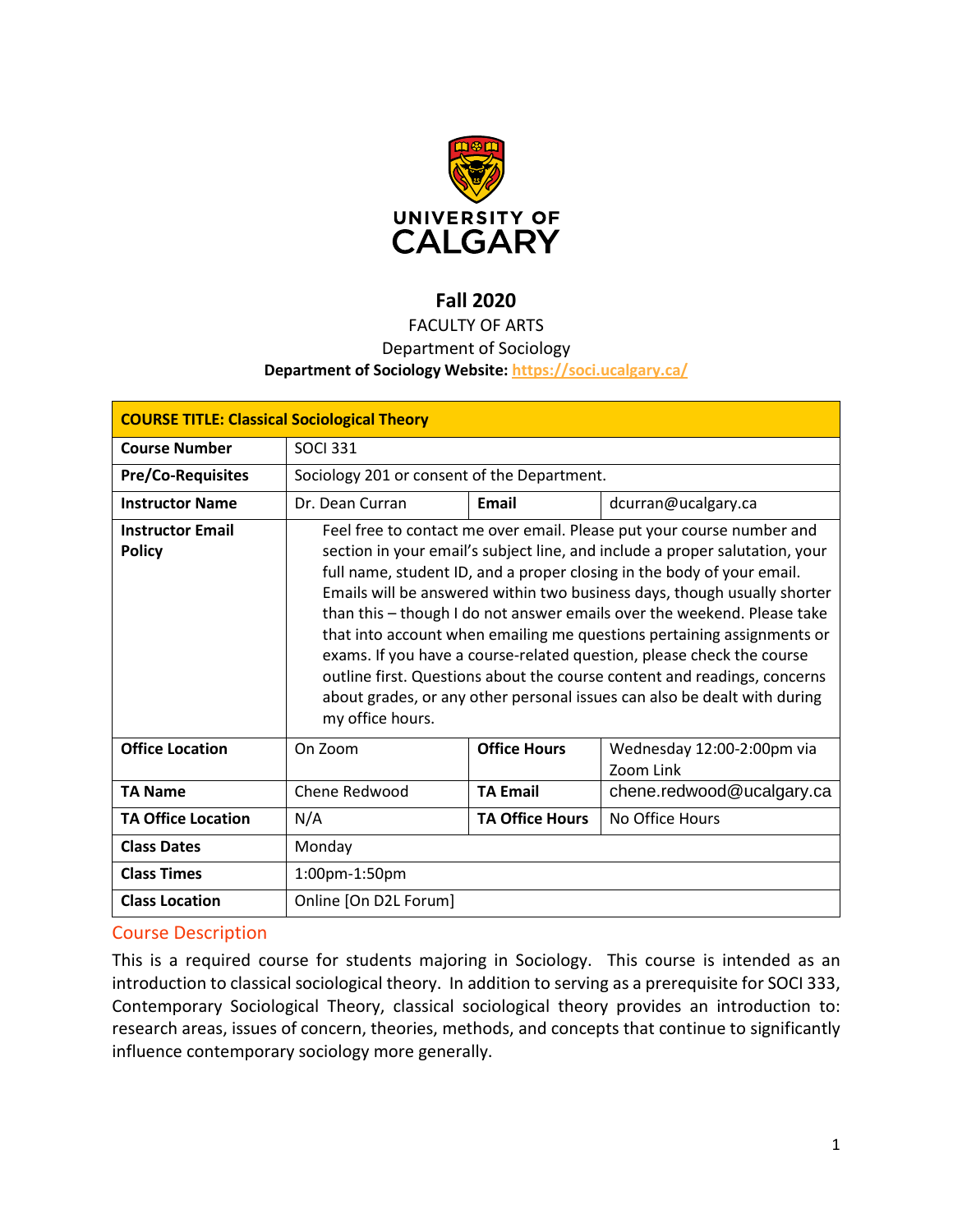UNIVERSITY OF CALGARY

## Fall 2020

FACULTY OF ARTS
Department of Sociology
**Department of Sociology Website: https://soci.ucalgary.ca/**

| **COURSE TITLE: Classical Sociological Theory** | | | |
|---|---|---|---|
| **Course Number** | SOCI 331 | | |
| **Pre/Co-Requisites** | Sociology 201 or consent of the Department. | | |
| **Instructor Name** | Dr. Dean Curran | **Email** | dcurran@ucalgary.ca |
| **Instructor Email Policy** | Feel free to contact me over email. Please put your course number and section in your email's subject line, and include a proper salutation, your full name, student ID, and a proper closing in the body of your email. Emails will be answered within two business days, though usually shorter than this – though I do not answer emails over the weekend. Please take that into account when emailing me questions pertaining assignments or exams. If you have a course-related question, please check the course outline first. Questions about the course content and readings, concerns about grades, or any other personal issues can also be dealt with during my office hours. | | |
| **Office Location** | On Zoom | **Office Hours** | Wednesday 12:00-2:00pm via Zoom Link |
| **TA Name** | Chene Redwood | **TA Email** | chene.redwood@ucalgary.ca |
| **TA Office Location** | N/A | **TA Office Hours** | No Office Hours |
| **Class Dates** | Monday | | |
| **Class Times** | 1:00pm-1:50pm | | |
| **Class Location** | Online [On D2L Forum] | | |

## Course Description

This is a required course for students majoring in Sociology. This course is intended as an introduction to classical sociological theory. In addition to serving as a prerequisite for SOCI 333, Contemporary Sociological Theory, classical sociological theory provides an introduction to: research areas, issues of concern, theories, methods, and concepts that continue to significantly influence contemporary sociology more generally.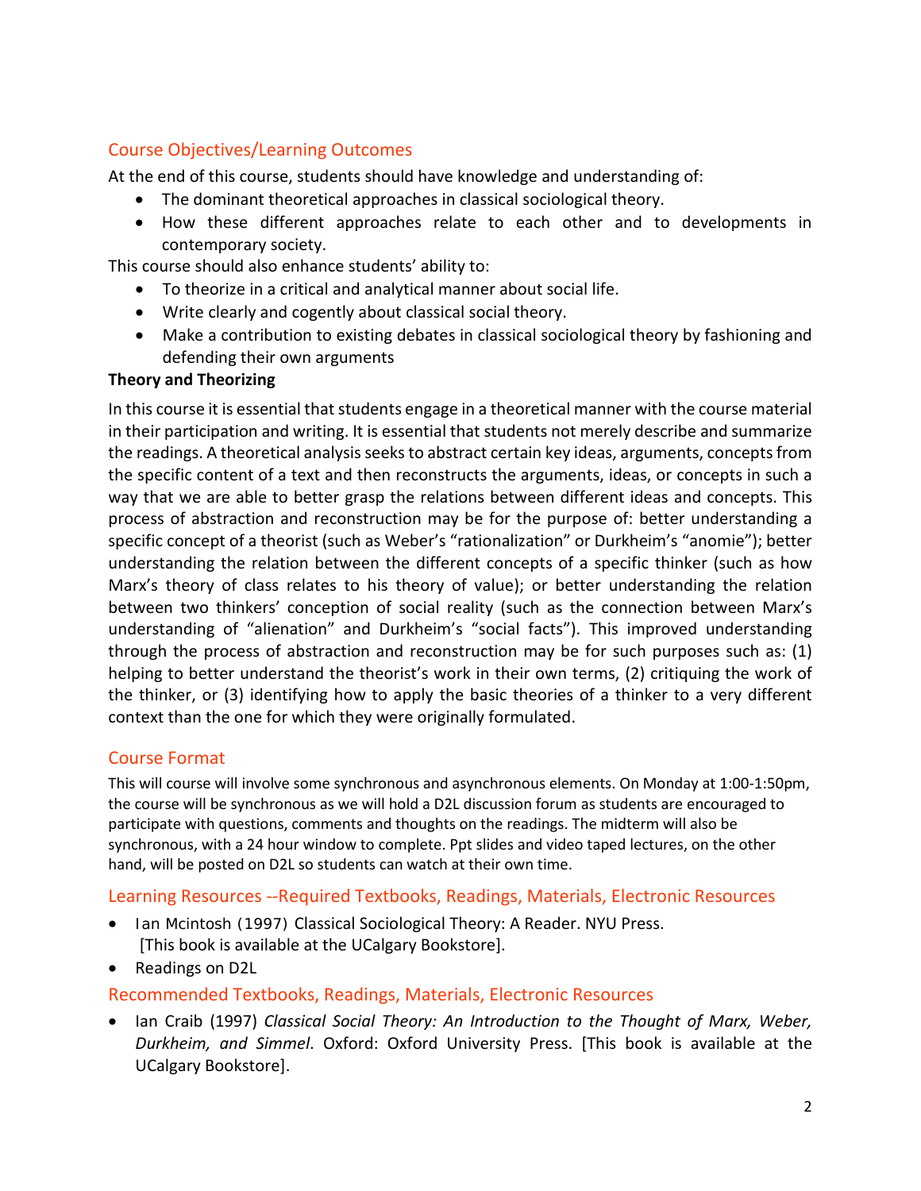## Course Objectives/Learning Outcomes

At the end of this course, students should have knowledge and understanding of:

- The dominant theoretical approaches in classical sociological theory.
- How these different approaches relate to each other and to developments in contemporary society.

This course should also enhance students' ability to:

- To theorize in a critical and analytical manner about social life.
- Write clearly and cogently about classical social theory.
- Make a contribution to existing debates in classical sociological theory by fashioning and defending their own arguments

**Theory and Theorizing**

In this course it is essential that students engage in a theoretical manner with the course material in their participation and writing. It is essential that students not merely describe and summarize the readings. A theoretical analysis seeks to abstract certain key ideas, arguments, concepts from the specific content of a text and then reconstructs the arguments, ideas, or concepts in such a way that we are able to better grasp the relations between different ideas and concepts. This process of abstraction and reconstruction may be for the purpose of: better understanding a specific concept of a theorist (such as Weber's "rationalization" or Durkheim's "anomie"); better understanding the relation between the different concepts of a specific thinker (such as how Marx's theory of class relates to his theory of value); or better understanding the relation between two thinkers' conception of social reality (such as the connection between Marx's understanding of "alienation" and Durkheim's "social facts"). This improved understanding through the process of abstraction and reconstruction may be for such purposes such as: (1) helping to better understand the theorist's work in their own terms, (2) critiquing the work of the thinker, or (3) identifying how to apply the basic theories of a thinker to a very different context than the one for which they were originally formulated.

## Course Format

This will course will involve some synchronous and asynchronous elements. On Monday at 1:00-1:50pm, the course will be synchronous as we will hold a D2L discussion forum as students are encouraged to participate with questions, comments and thoughts on the readings. The midterm will also be synchronous, with a 24 hour window to complete. Ppt slides and video taped lectures, on the other hand, will be posted on D2L so students can watch at their own time.

## Learning Resources --Required Textbooks, Readings, Materials, Electronic Resources

- Ian Mcintosh (1997) Classical Sociological Theory: A Reader. NYU Press. [This book is available at the UCalgary Bookstore].
- Readings on D2L

## Recommended Textbooks, Readings, Materials, Electronic Resources

- Ian Craib (1997) *Classical Social Theory: An Introduction to the Thought of Marx, Weber, Durkheim, and Simmel*. Oxford: Oxford University Press. [This book is available at the UCalgary Bookstore].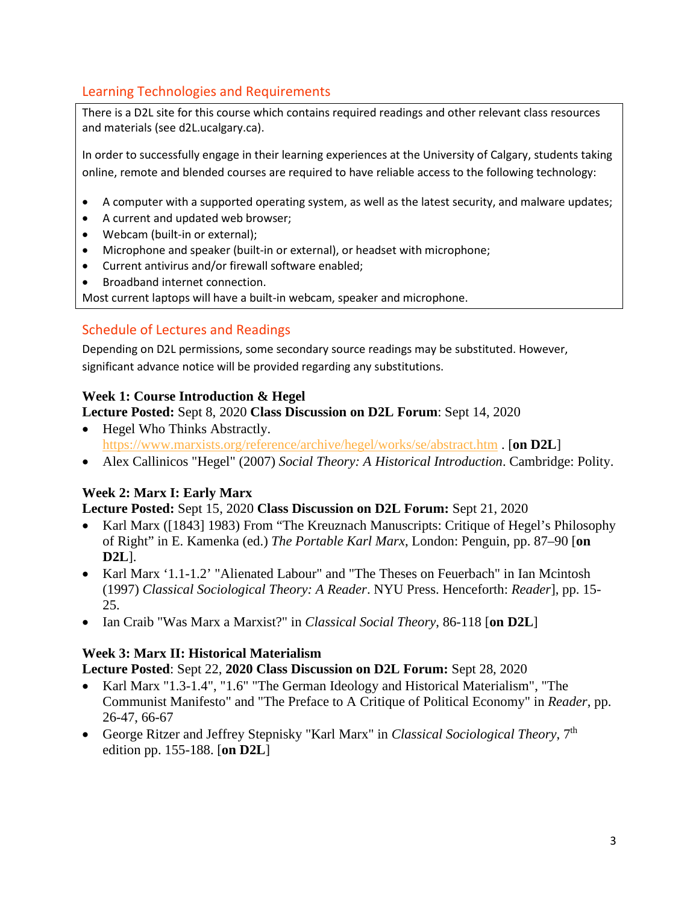## Learning Technologies and Requirements

There is a D2L site for this course which contains required readings and other relevant class resources and materials (see d2L.ucalgary.ca).

In order to successfully engage in their learning experiences at the University of Calgary, students taking online, remote and blended courses are required to have reliable access to the following technology:

- A computer with a supported operating system, as well as the latest security, and malware updates;
- A current and updated web browser;
- Webcam (built-in or external);
- Microphone and speaker (built-in or external), or headset with microphone;
- Current antivirus and/or firewall software enabled;
- Broadband internet connection.

Most current laptops will have a built-in webcam, speaker and microphone.

## Schedule of Lectures and Readings

Depending on D2L permissions, some secondary source readings may be substituted. However, significant advance notice will be provided regarding any substitutions.

**Week 1: Course Introduction & Hegel**
**Lecture Posted:** Sept 8, 2020 **Class Discussion on D2L Forum**: Sept 14, 2020

- Hegel Who Thinks Abstractly. https://www.marxists.org/reference/archive/hegel/works/se/abstract.htm . [**on D2L**]
- Alex Callinicos "Hegel" (2007) *Social Theory: A Historical Introduction*. Cambridge: Polity.

**Week 2: Marx I: Early Marx**
**Lecture Posted:** Sept 15, 2020 **Class Discussion on D2L Forum:** Sept 21, 2020

- Karl Marx ([1843] 1983) From "The Kreuznach Manuscripts: Critique of Hegel's Philosophy of Right" in E. Kamenka (ed.) *The Portable Karl Marx*, London: Penguin, pp. 87–90 [**on D2L**].
- Karl Marx '1.1-1.2' "Alienated Labour" and "The Theses on Feuerbach" in Ian Mcintosh (1997) *Classical Sociological Theory: A Reader*. NYU Press. Henceforth: *Reader*], pp. 15-25.
- Ian Craib "Was Marx a Marxist?" in *Classical Social Theory*, 86-118 [**on D2L**]

**Week 3: Marx II: Historical Materialism**
**Lecture Posted**: Sept 22, **2020 Class Discussion on D2L Forum:** Sept 28, 2020

- Karl Marx "1.3-1.4", "1.6" "The German Ideology and Historical Materialism", "The Communist Manifesto" and "The Preface to A Critique of Political Economy" in *Reader*, pp. 26-47, 66-67
- George Ritzer and Jeffrey Stepnisky "Karl Marx" in *Classical Sociological Theory*, 7th edition pp. 155-188. [**on D2L**]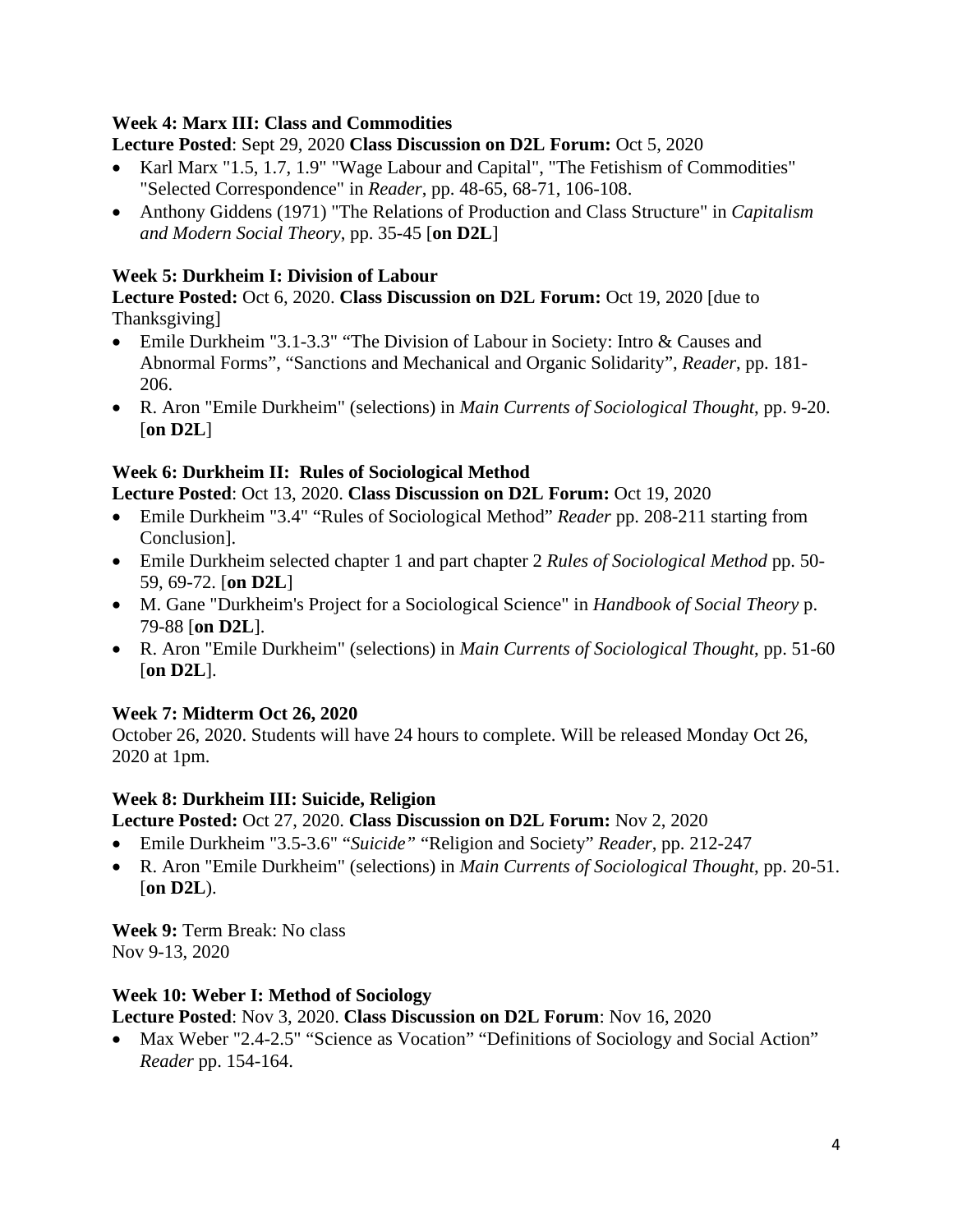### Week 4: Marx III: Class and Commodities

**Lecture Posted**: Sept 29, 2020 **Class Discussion on D2L Forum:** Oct 5, 2020

- Karl Marx "1.5, 1.7, 1.9" "Wage Labour and Capital", "The Fetishism of Commodities" "Selected Correspondence" in *Reader*, pp. 48-65, 68-71, 106-108.
- Anthony Giddens (1971) "The Relations of Production and Class Structure" in *Capitalism and Modern Social Theory*, pp. 35-45 [**on D2L**]

### Week 5: Durkheim I: Division of Labour

**Lecture Posted:** Oct 6, 2020. **Class Discussion on D2L Forum:** Oct 19, 2020 [due to Thanksgiving]

- Emile Durkheim "3.1-3.3" "The Division of Labour in Society: Intro & Causes and Abnormal Forms", "Sanctions and Mechanical and Organic Solidarity", *Reader*, pp. 181-206.
- R. Aron "Emile Durkheim" (selections) in *Main Currents of Sociological Thought*, pp. 9-20. [**on D2L**]

### Week 6: Durkheim II: Rules of Sociological Method

**Lecture Posted**: Oct 13, 2020. **Class Discussion on D2L Forum:** Oct 19, 2020

- Emile Durkheim "3.4" "Rules of Sociological Method" *Reader* pp. 208-211 starting from Conclusion].
- Emile Durkheim selected chapter 1 and part chapter 2 *Rules of Sociological Method* pp. 50-59, 69-72. [**on D2L**]
- M. Gane "Durkheim's Project for a Sociological Science" in *Handbook of Social Theory* p. 79-88 [**on D2L**].
- R. Aron "Emile Durkheim" (selections) in *Main Currents of Sociological Thought*, pp. 51-60 [**on D2L**].

### Week 7: Midterm Oct 26, 2020

October 26, 2020. Students will have 24 hours to complete. Will be released Monday Oct 26, 2020 at 1pm.

### Week 8: Durkheim III: Suicide, Religion

**Lecture Posted:** Oct 27, 2020. **Class Discussion on D2L Forum:** Nov 2, 2020

- Emile Durkheim "3.5-3.6" "*Suicide*" "Religion and Society" *Reader*, pp. 212-247
- R. Aron "Emile Durkheim" (selections) in *Main Currents of Sociological Thought*, pp. 20-51. [**on D2L**).

**Week 9:** Term Break: No class
Nov 9-13, 2020

### Week 10: Weber I: Method of Sociology

**Lecture Posted**: Nov 3, 2020. **Class Discussion on D2L Forum**: Nov 16, 2020

- Max Weber "2.4-2.5" "Science as Vocation" "Definitions of Sociology and Social Action" *Reader* pp. 154-164.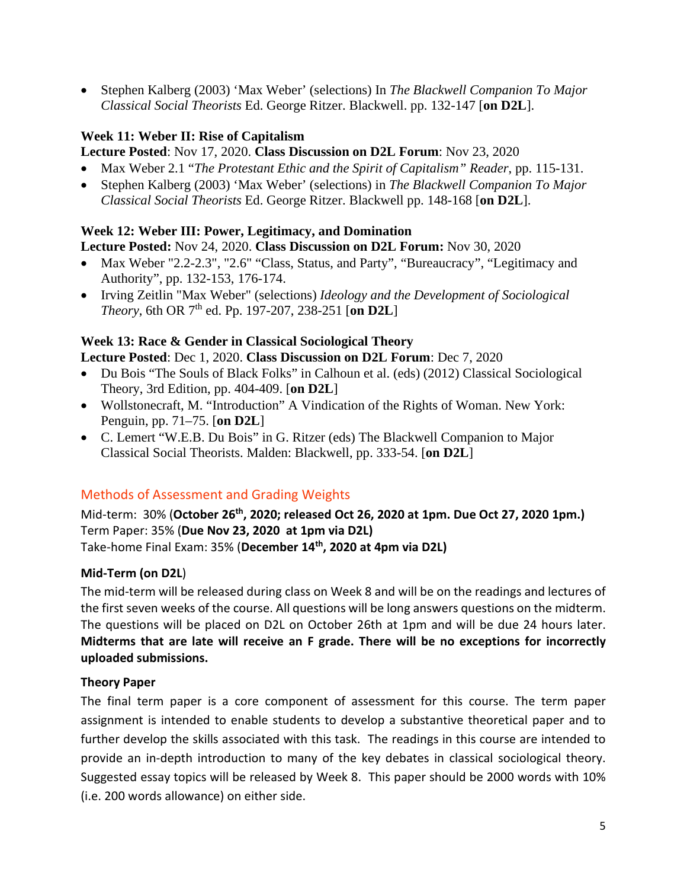- Stephen Kalberg (2003) 'Max Weber' (selections) In *The Blackwell Companion To Major Classical Social Theorists* Ed. George Ritzer. Blackwell. pp. 132-147 [**on D2L**].

### Week 11: Weber II: Rise of Capitalism

**Lecture Posted**: Nov 17, 2020. **Class Discussion on D2L Forum**: Nov 23, 2020

- Max Weber 2.1 "*The Protestant Ethic and the Spirit of Capitalism" Reader*, pp. 115-131.
- Stephen Kalberg (2003) 'Max Weber' (selections) in *The Blackwell Companion To Major Classical Social Theorists* Ed. George Ritzer. Blackwell pp. 148-168 [**on D2L**].

### Week 12: Weber III: Power, Legitimacy, and Domination

**Lecture Posted:** Nov 24, 2020. **Class Discussion on D2L Forum:** Nov 30, 2020

- Max Weber "2.2-2.3", "2.6" "Class, Status, and Party", "Bureaucracy", "Legitimacy and Authority", pp. 132-153, 176-174.
- Irving Zeitlin "Max Weber" (selections) *Ideology and the Development of Sociological Theory*, 6th OR 7th ed. Pp. 197-207, 238-251 [**on D2L**]

### Week 13: Race & Gender in Classical Sociological Theory

**Lecture Posted**: Dec 1, 2020. **Class Discussion on D2L Forum**: Dec 7, 2020

- Du Bois "The Souls of Black Folks" in Calhoun et al. (eds) (2012) Classical Sociological Theory, 3rd Edition, pp. 404-409. [**on D2L**]
- Wollstonecraft, M. "Introduction" A Vindication of the Rights of Woman. New York: Penguin, pp. 71–75. [**on D2L**]
- C. Lemert "W.E.B. Du Bois" in G. Ritzer (eds) The Blackwell Companion to Major Classical Social Theorists. Malden: Blackwell, pp. 333-54. [**on D2L**]

## Methods of Assessment and Grading Weights

Mid-term: 30% (**October 26th, 2020; released Oct 26, 2020 at 1pm. Due Oct 27, 2020 1pm.)**
Term Paper: 35% (**Due Nov 23, 2020 at 1pm via D2L)**
Take-home Final Exam: 35% (**December 14th, 2020 at 4pm via D2L)**

### Mid-Term (on D2L)

The mid-term will be released during class on Week 8 and will be on the readings and lectures of the first seven weeks of the course. All questions will be long answers questions on the midterm. The questions will be placed on D2L on October 26th at 1pm and will be due 24 hours later. **Midterms that are late will receive an F grade. There will be no exceptions for incorrectly uploaded submissions.**

### Theory Paper

The final term paper is a core component of assessment for this course. The term paper assignment is intended to enable students to develop a substantive theoretical paper and to further develop the skills associated with this task. The readings in this course are intended to provide an in-depth introduction to many of the key debates in classical sociological theory. Suggested essay topics will be released by Week 8. This paper should be 2000 words with 10% (i.e. 200 words allowance) on either side.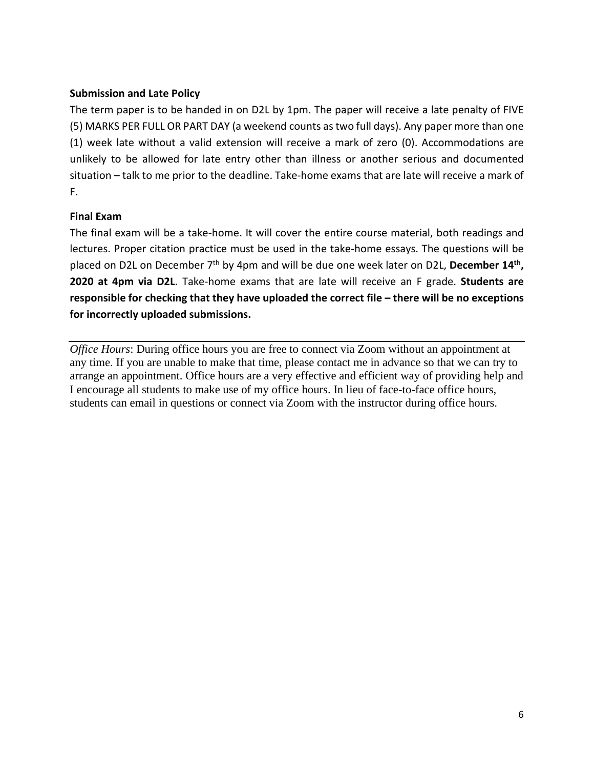### Submission and Late Policy

The term paper is to be handed in on D2L by 1pm. The paper will receive a late penalty of FIVE (5) MARKS PER FULL OR PART DAY (a weekend counts as two full days). Any paper more than one (1) week late without a valid extension will receive a mark of zero (0). Accommodations are unlikely to be allowed for late entry other than illness or another serious and documented situation – talk to me prior to the deadline. Take-home exams that are late will receive a mark of F.

### Final Exam

The final exam will be a take-home. It will cover the entire course material, both readings and lectures. Proper citation practice must be used in the take-home essays. The questions will be placed on D2L on December 7th by 4pm and will be due one week later on D2L, **December 14th, 2020 at 4pm via D2L**. Take-home exams that are late will receive an F grade. **Students are responsible for checking that they have uploaded the correct file – there will be no exceptions for incorrectly uploaded submissions.**

---

*Office Hours*: During office hours you are free to connect via Zoom without an appointment at any time. If you are unable to make that time, please contact me in advance so that we can try to arrange an appointment. Office hours are a very effective and efficient way of providing help and I encourage all students to make use of my office hours. In lieu of face-to-face office hours, students can email in questions or connect via Zoom with the instructor during office hours.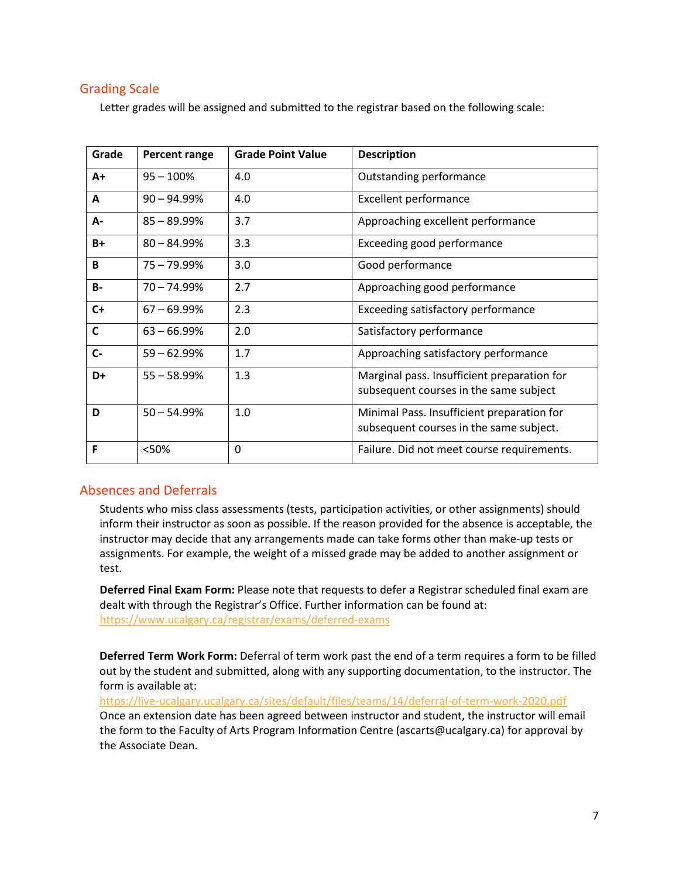## Grading Scale

Letter grades will be assigned and submitted to the registrar based on the following scale:

| Grade | Percent range | Grade Point Value | Description |
| --- | --- | --- | --- |
| **A+** | 95 – 100% | 4.0 | Outstanding performance |
| **A** | 90 – 94.99% | 4.0 | Excellent performance |
| **A-** | 85 – 89.99% | 3.7 | Approaching excellent performance |
| **B+** | 80 – 84.99% | 3.3 | Exceeding good performance |
| **B** | 75 – 79.99% | 3.0 | Good performance |
| **B-** | 70 – 74.99% | 2.7 | Approaching good performance |
| **C+** | 67 – 69.99% | 2.3 | Exceeding satisfactory performance |
| **C** | 63 – 66.99% | 2.0 | Satisfactory performance |
| **C-** | 59 – 62.99% | 1.7 | Approaching satisfactory performance |
| **D+** | 55 – 58.99% | 1.3 | Marginal pass. Insufficient preparation for subsequent courses in the same subject |
| **D** | 50 – 54.99% | 1.0 | Minimal Pass. Insufficient preparation for subsequent courses in the same subject. |
| **F** | <50% | 0 | Failure. Did not meet course requirements. |

## Absences and Deferrals

Students who miss class assessments (tests, participation activities, or other assignments) should inform their instructor as soon as possible. If the reason provided for the absence is acceptable, the instructor may decide that any arrangements made can take forms other than make-up tests or assignments. For example, the weight of a missed grade may be added to another assignment or test.

**Deferred Final Exam Form:** Please note that requests to defer a Registrar scheduled final exam are dealt with through the Registrar's Office. Further information can be found at: https://www.ucalgary.ca/registrar/exams/deferred-exams

**Deferred Term Work Form:** Deferral of term work past the end of a term requires a form to be filled out by the student and submitted, along with any supporting documentation, to the instructor. The form is available at: https://live-ucalgary.ucalgary.ca/sites/default/files/teams/14/deferral-of-term-work-2020.pdf
Once an extension date has been agreed between instructor and student, the instructor will email the form to the Faculty of Arts Program Information Centre (ascarts@ucalgary.ca) for approval by the Associate Dean.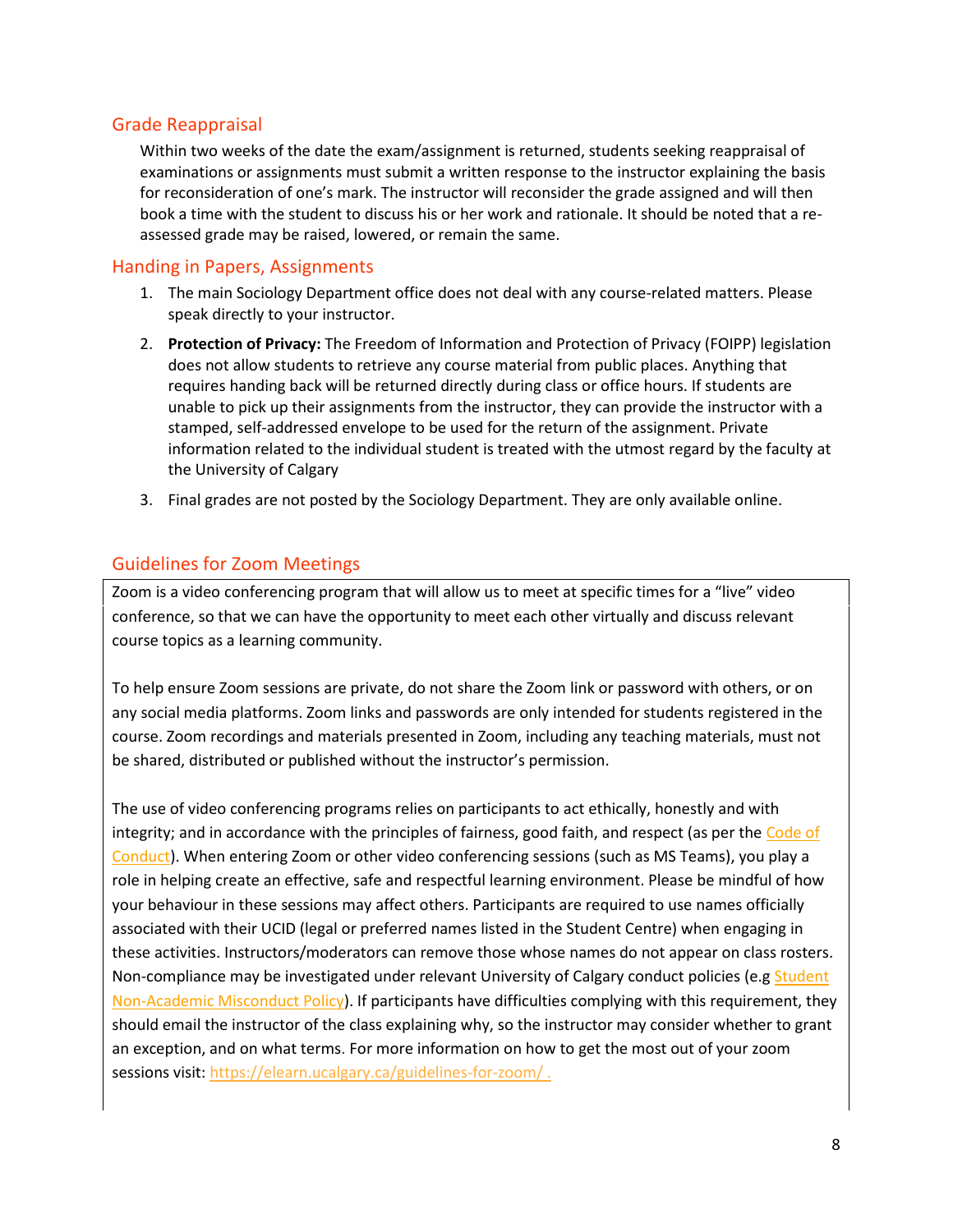## Grade Reappraisal

Within two weeks of the date the exam/assignment is returned, students seeking reappraisal of examinations or assignments must submit a written response to the instructor explaining the basis for reconsideration of one's mark. The instructor will reconsider the grade assigned and will then book a time with the student to discuss his or her work and rationale. It should be noted that a re-assessed grade may be raised, lowered, or remain the same.

## Handing in Papers, Assignments

1. The main Sociology Department office does not deal with any course-related matters. Please speak directly to your instructor.
2. **Protection of Privacy:** The Freedom of Information and Protection of Privacy (FOIPP) legislation does not allow students to retrieve any course material from public places. Anything that requires handing back will be returned directly during class or office hours. If students are unable to pick up their assignments from the instructor, they can provide the instructor with a stamped, self-addressed envelope to be used for the return of the assignment. Private information related to the individual student is treated with the utmost regard by the faculty at the University of Calgary
3. Final grades are not posted by the Sociology Department. They are only available online.

## Guidelines for Zoom Meetings

Zoom is a video conferencing program that will allow us to meet at specific times for a "live" video conference, so that we can have the opportunity to meet each other virtually and discuss relevant course topics as a learning community.

To help ensure Zoom sessions are private, do not share the Zoom link or password with others, or on any social media platforms. Zoom links and passwords are only intended for students registered in the course. Zoom recordings and materials presented in Zoom, including any teaching materials, must not be shared, distributed or published without the instructor's permission.

The use of video conferencing programs relies on participants to act ethically, honestly and with integrity; and in accordance with the principles of fairness, good faith, and respect (as per the Code of Conduct). When entering Zoom or other video conferencing sessions (such as MS Teams), you play a role in helping create an effective, safe and respectful learning environment. Please be mindful of how your behaviour in these sessions may affect others. Participants are required to use names officially associated with their UCID (legal or preferred names listed in the Student Centre) when engaging in these activities. Instructors/moderators can remove those whose names do not appear on class rosters. Non-compliance may be investigated under relevant University of Calgary conduct policies (e.g Student Non-Academic Misconduct Policy). If participants have difficulties complying with this requirement, they should email the instructor of the class explaining why, so the instructor may consider whether to grant an exception, and on what terms. For more information on how to get the most out of your zoom sessions visit: https://elearn.ucalgary.ca/guidelines-for-zoom/ .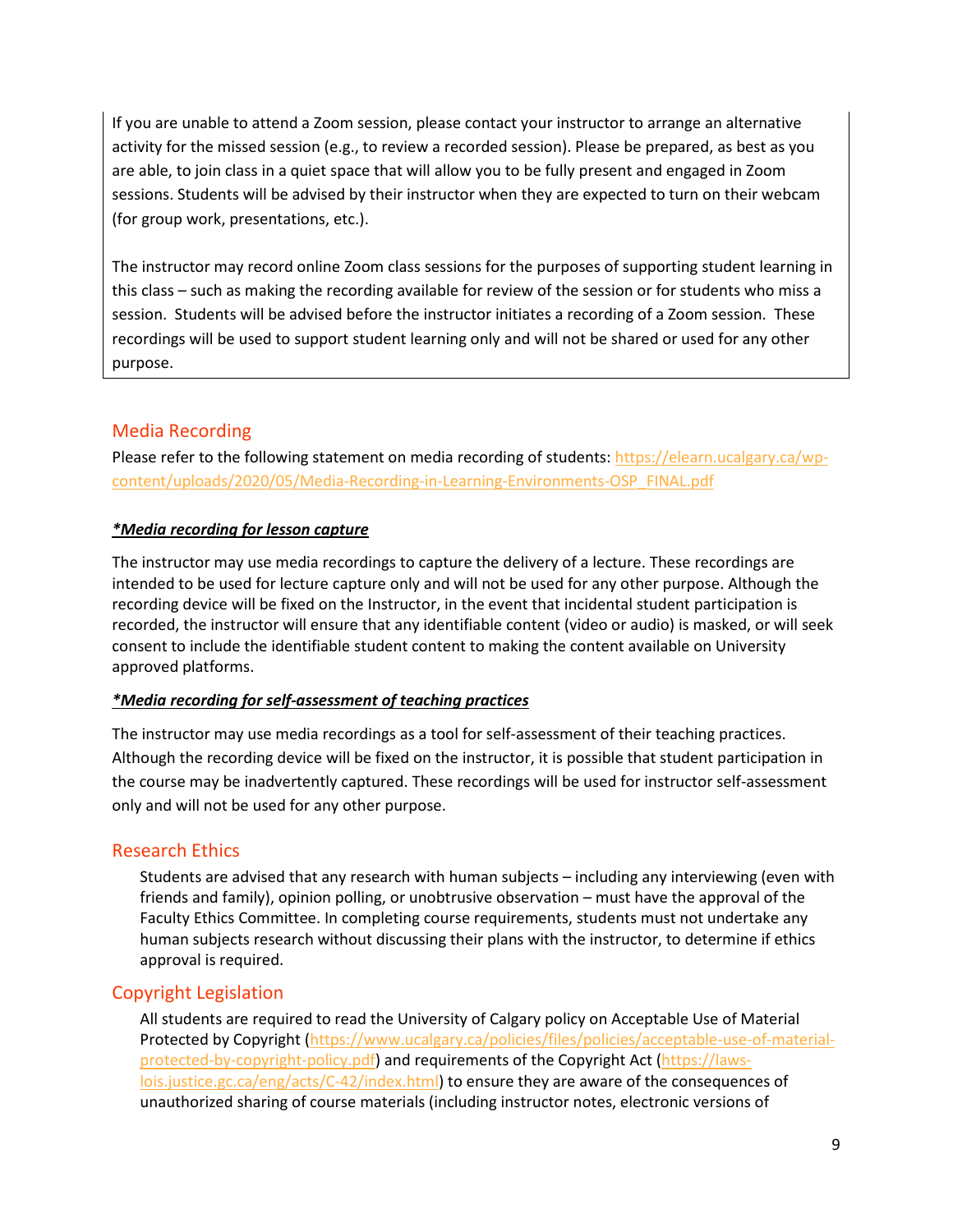If you are unable to attend a Zoom session, please contact your instructor to arrange an alternative activity for the missed session (e.g., to review a recorded session). Please be prepared, as best as you are able, to join class in a quiet space that will allow you to be fully present and engaged in Zoom sessions. Students will be advised by their instructor when they are expected to turn on their webcam (for group work, presentations, etc.).

The instructor may record online Zoom class sessions for the purposes of supporting student learning in this class – such as making the recording available for review of the session or for students who miss a session. Students will be advised before the instructor initiates a recording of a Zoom session. These recordings will be used to support student learning only and will not be shared or used for any other purpose.

## Media Recording

Please refer to the following statement on media recording of students: https://elearn.ucalgary.ca/wp-content/uploads/2020/05/Media-Recording-in-Learning-Environments-OSP_FINAL.pdf

***Media recording for lesson capture***

The instructor may use media recordings to capture the delivery of a lecture. These recordings are intended to be used for lecture capture only and will not be used for any other purpose. Although the recording device will be fixed on the Instructor, in the event that incidental student participation is recorded, the instructor will ensure that any identifiable content (video or audio) is masked, or will seek consent to include the identifiable student content to making the content available on University approved platforms.

***Media recording for self-assessment of teaching practices***

The instructor may use media recordings as a tool for self-assessment of their teaching practices. Although the recording device will be fixed on the instructor, it is possible that student participation in the course may be inadvertently captured. These recordings will be used for instructor self-assessment only and will not be used for any other purpose.

## Research Ethics

Students are advised that any research with human subjects – including any interviewing (even with friends and family), opinion polling, or unobtrusive observation – must have the approval of the Faculty Ethics Committee. In completing course requirements, students must not undertake any human subjects research without discussing their plans with the instructor, to determine if ethics approval is required.

## Copyright Legislation

All students are required to read the University of Calgary policy on Acceptable Use of Material Protected by Copyright (https://www.ucalgary.ca/policies/files/policies/acceptable-use-of-material-protected-by-copyright-policy.pdf) and requirements of the Copyright Act (https://laws-lois.justice.gc.ca/eng/acts/C-42/index.html) to ensure they are aware of the consequences of unauthorized sharing of course materials (including instructor notes, electronic versions of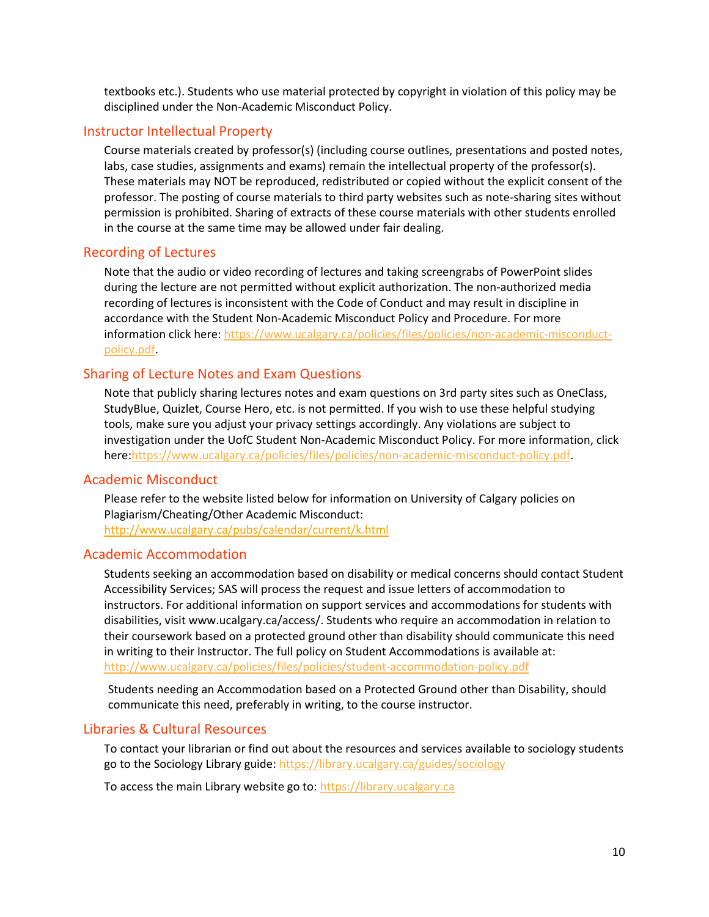textbooks etc.). Students who use material protected by copyright in violation of this policy may be disciplined under the Non-Academic Misconduct Policy.

## Instructor Intellectual Property

Course materials created by professor(s) (including course outlines, presentations and posted notes, labs, case studies, assignments and exams) remain the intellectual property of the professor(s). These materials may NOT be reproduced, redistributed or copied without the explicit consent of the professor. The posting of course materials to third party websites such as note-sharing sites without permission is prohibited. Sharing of extracts of these course materials with other students enrolled in the course at the same time may be allowed under fair dealing.

## Recording of Lectures

Note that the audio or video recording of lectures and taking screengrabs of PowerPoint slides during the lecture are not permitted without explicit authorization. The non-authorized media recording of lectures is inconsistent with the Code of Conduct and may result in discipline in accordance with the Student Non-Academic Misconduct Policy and Procedure. For more information click here: https://www.ucalgary.ca/policies/files/policies/non-academic-misconduct-policy.pdf.

## Sharing of Lecture Notes and Exam Questions

Note that publicly sharing lectures notes and exam questions on 3rd party sites such as OneClass, StudyBlue, Quizlet, Course Hero, etc. is not permitted. If you wish to use these helpful studying tools, make sure you adjust your privacy settings accordingly. Any violations are subject to investigation under the UofC Student Non-Academic Misconduct Policy. For more information, click here:https://www.ucalgary.ca/policies/files/policies/non-academic-misconduct-policy.pdf.

## Academic Misconduct

Please refer to the website listed below for information on University of Calgary policies on Plagiarism/Cheating/Other Academic Misconduct:
http://www.ucalgary.ca/pubs/calendar/current/k.html

## Academic Accommodation

Students seeking an accommodation based on disability or medical concerns should contact Student Accessibility Services; SAS will process the request and issue letters of accommodation to instructors. For additional information on support services and accommodations for students with disabilities, visit www.ucalgary.ca/access/. Students who require an accommodation in relation to their coursework based on a protected ground other than disability should communicate this need in writing to their Instructor. The full policy on Student Accommodations is available at:
http://www.ucalgary.ca/policies/files/policies/student-accommodation-policy.pdf

Students needing an Accommodation based on a Protected Ground other than Disability, should communicate this need, preferably in writing, to the course instructor.

## Libraries & Cultural Resources

To contact your librarian or find out about the resources and services available to sociology students go to the Sociology Library guide: https://library.ucalgary.ca/guides/sociology

To access the main Library website go to: https://library.ucalgary.ca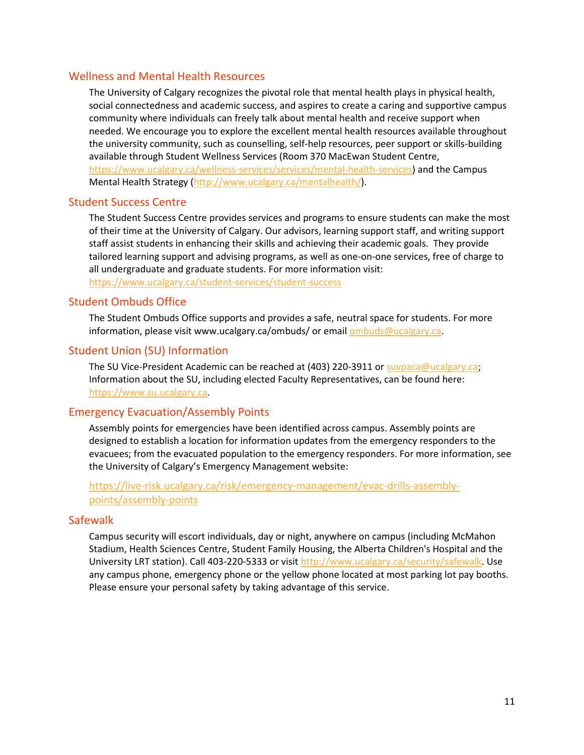## Wellness and Mental Health Resources

The University of Calgary recognizes the pivotal role that mental health plays in physical health, social connectedness and academic success, and aspires to create a caring and supportive campus community where individuals can freely talk about mental health and receive support when needed. We encourage you to explore the excellent mental health resources available throughout the university community, such as counselling, self-help resources, peer support or skills-building available through Student Wellness Services (Room 370 MacEwan Student Centre, https://www.ucalgary.ca/wellness-services/services/mental-health-services) and the Campus Mental Health Strategy (http://www.ucalgary.ca/mentalhealth/).

## Student Success Centre

The Student Success Centre provides services and programs to ensure students can make the most of their time at the University of Calgary. Our advisors, learning support staff, and writing support staff assist students in enhancing their skills and achieving their academic goals. They provide tailored learning support and advising programs, as well as one-on-one services, free of charge to all undergraduate and graduate students. For more information visit: https://www.ucalgary.ca/student-services/student-success

## Student Ombuds Office

The Student Ombuds Office supports and provides a safe, neutral space for students. For more information, please visit www.ucalgary.ca/ombuds/ or email ombuds@ucalgary.ca.

## Student Union (SU) Information

The SU Vice-President Academic can be reached at (403) 220-3911 or suvpaca@ucalgary.ca; Information about the SU, including elected Faculty Representatives, can be found here: https://www.su.ucalgary.ca.

## Emergency Evacuation/Assembly Points

Assembly points for emergencies have been identified across campus. Assembly points are designed to establish a location for information updates from the emergency responders to the evacuees; from the evacuated population to the emergency responders. For more information, see the University of Calgary's Emergency Management website:

https://live-risk.ucalgary.ca/risk/emergency-management/evac-drills-assembly-points/assembly-points

## Safewalk

Campus security will escort individuals, day or night, anywhere on campus (including McMahon Stadium, Health Sciences Centre, Student Family Housing, the Alberta Children's Hospital and the University LRT station). Call 403-220-5333 or visit http://www.ucalgary.ca/security/safewalk. Use any campus phone, emergency phone or the yellow phone located at most parking lot pay booths. Please ensure your personal safety by taking advantage of this service.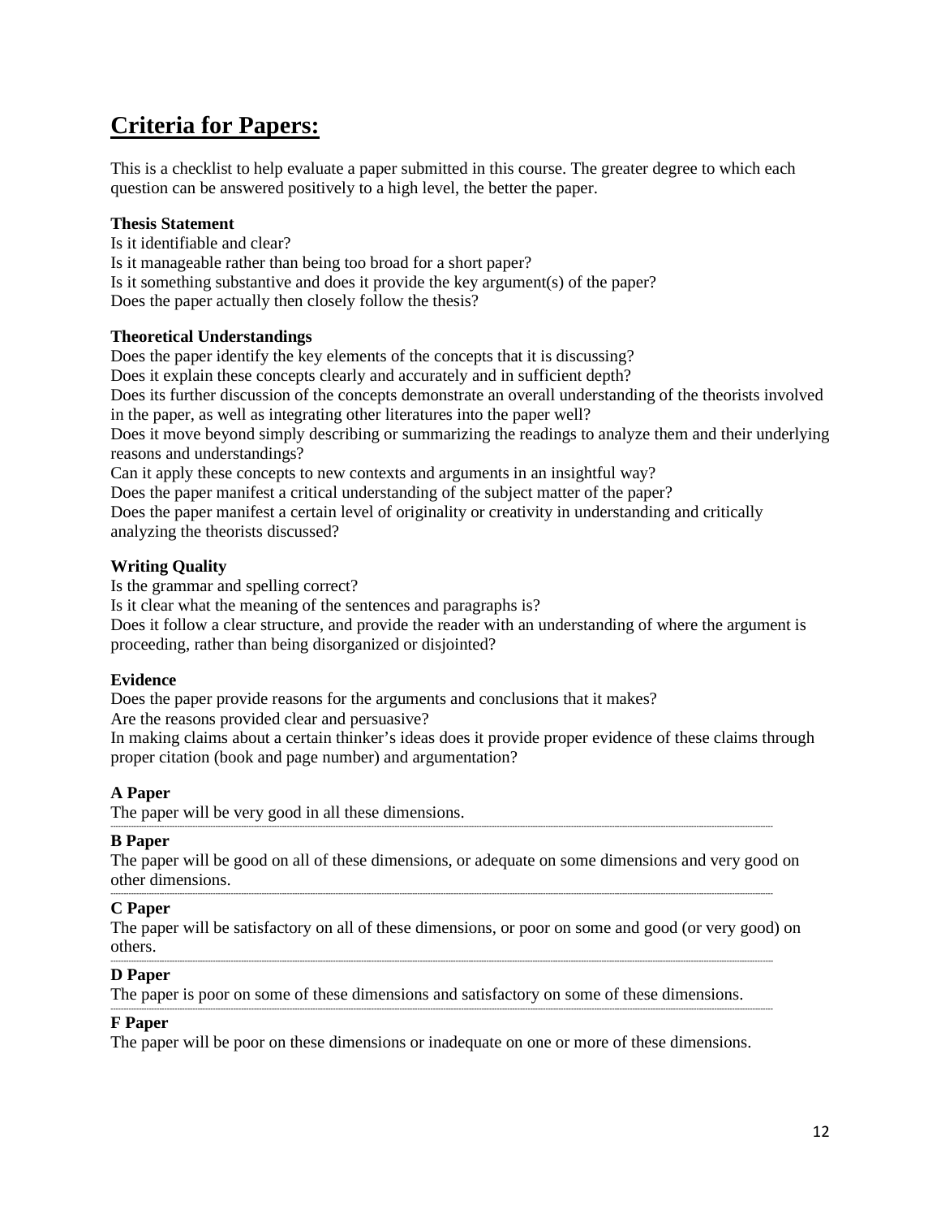# Criteria for Papers:

This is a checklist to help evaluate a paper submitted in this course. The greater degree to which each question can be answered positively to a high level, the better the paper.

**Thesis Statement**

Is it identifiable and clear?
Is it manageable rather than being too broad for a short paper?
Is it something substantive and does it provide the key argument(s) of the paper?
Does the paper actually then closely follow the thesis?

**Theoretical Understandings**

Does the paper identify the key elements of the concepts that it is discussing?
Does it explain these concepts clearly and accurately and in sufficient depth?
Does its further discussion of the concepts demonstrate an overall understanding of the theorists involved in the paper, as well as integrating other literatures into the paper well?
Does it move beyond simply describing or summarizing the readings to analyze them and their underlying reasons and understandings?
Can it apply these concepts to new contexts and arguments in an insightful way?
Does the paper manifest a critical understanding of the subject matter of the paper?
Does the paper manifest a certain level of originality or creativity in understanding and critically analyzing the theorists discussed?

**Writing Quality**

Is the grammar and spelling correct?
Is it clear what the meaning of the sentences and paragraphs is?
Does it follow a clear structure, and provide the reader with an understanding of where the argument is proceeding, rather than being disorganized or disjointed?

**Evidence**

Does the paper provide reasons for the arguments and conclusions that it makes?
Are the reasons provided clear and persuasive?
In making claims about a certain thinker's ideas does it provide proper evidence of these claims through proper citation (book and page number) and argumentation?

**A Paper**

The paper will be very good in all these dimensions.

---

**B Paper**

The paper will be good on all of these dimensions, or adequate on some dimensions and very good on other dimensions.

---

**C Paper**

The paper will be satisfactory on all of these dimensions, or poor on some and good (or very good) on others.

---

**D Paper**

The paper is poor on some of these dimensions and satisfactory on some of these dimensions.

---

**F Paper**

The paper will be poor on these dimensions or inadequate on one or more of these dimensions.